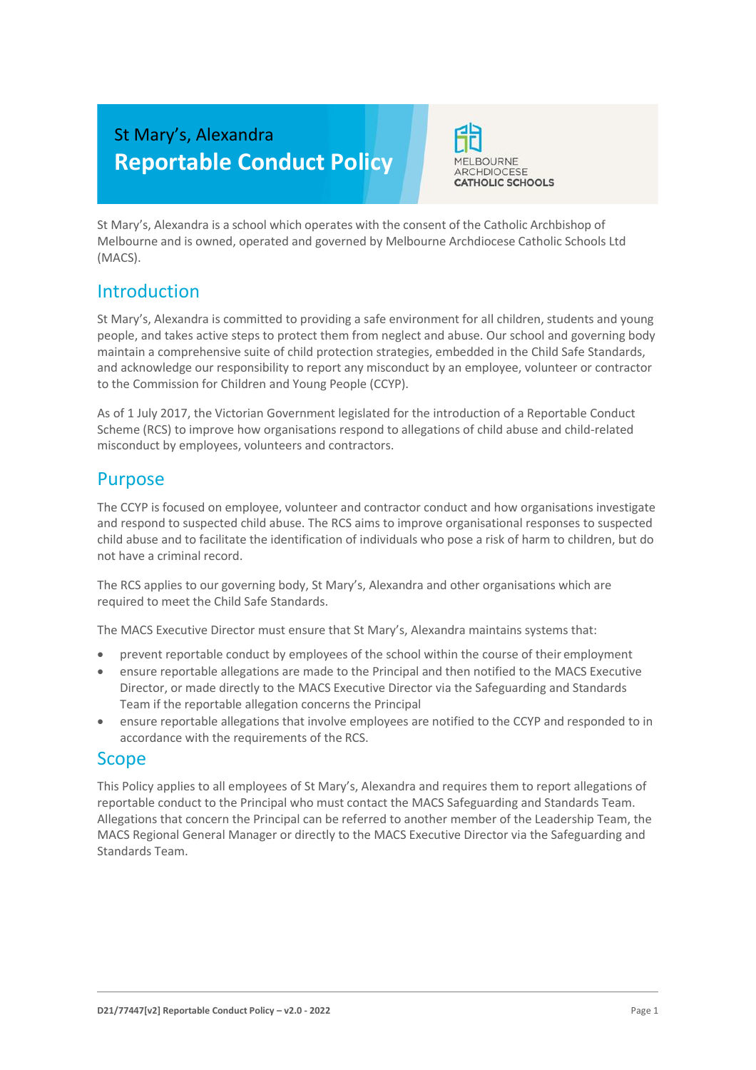St Mary's, Alexandra

# Reportable Conduct Policy

MELBOURNE ARCHDIOCESE CATHOLIC SCHOOLS

St Mary's, Alexandra is a school which operates with the consent of the Catholic Archbishop of Melbourne and is owned, operated and governed by Melbourne Archdiocese Catholic Schools Ltd (MACS).

## Introduction

St Mary's, Alexandra is committed to providing a safe environment for all children, students and young people, and takes active steps to protect them from neglect and abuse. Our school and governing body maintain a comprehensive suite of child protection strategies, embedded in the Child Safe Standards, and acknowledge our responsibility to report any misconduct by an employee, volunteer or contractor to the Commission for Children and Young People (CCYP).

As of 1 July 2017, the Victorian Government legislated for the introduction of a Reportable Conduct Scheme (RCS) to improve how organisations respond to allegations of child abuse and child-related misconduct by employees, volunteers and contractors.

## Purpose

The CCYP is focused on employee, volunteer and contractor conduct and how organisations investigate and respond to suspected child abuse. The RCS aims to improve organisational responses to suspected child abuse and to facilitate the identification of individuals who pose a risk of harm to children, but do not have a criminal record.

The RCS applies to our governing body, St Mary's, Alexandra and other organisations which are required to meet the Child Safe Standards.

The MACS Executive Director must ensure that St Mary's, Alexandra maintains systems that:

- prevent reportable conduct by employees of the school within the course of their employment
- ensure reportable allegations are made to the Principal and then notified to the MACS Executive Director, or made directly to the MACS Executive Director via the Safeguarding and Standards Team if the reportable allegation concerns the Principal
- ensure reportable allegations that involve employees are notified to the CCYP and responded to in accordance with the requirements of the RCS.

## Scope

This Policy applies to all employees of St Mary's, Alexandra and requires them to report allegations of reportable conduct to the Principal who must contact the MACS Safeguarding and Standards Team. Allegations that concern the Principal can be referred to another member of the Leadership Team, the MACS Regional General Manager or directly to the MACS Executive Director via the Safeguarding and Standards Team.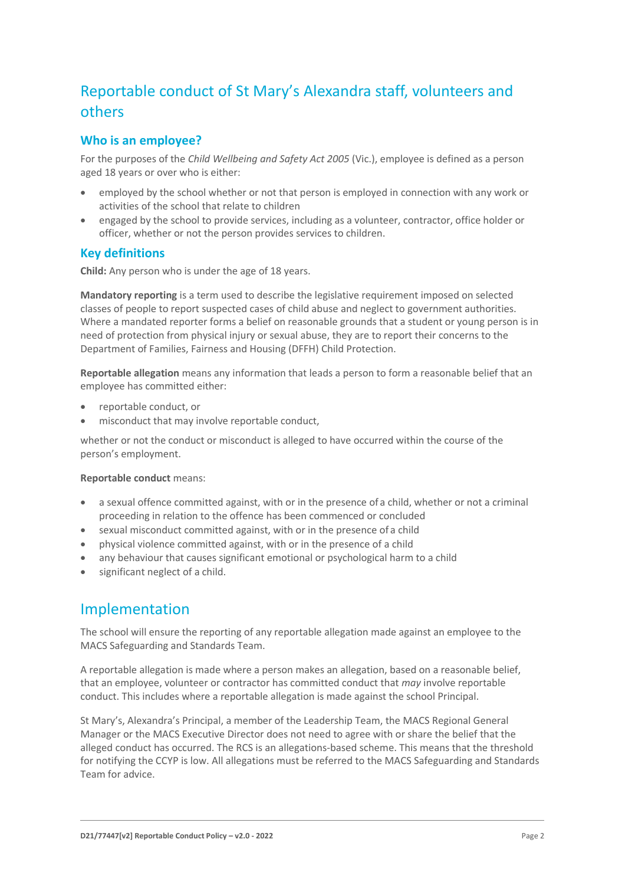## Reportable conduct of St Mary's Alexandra staff, volunteers and others

### Who is an employee?

For the purposes of the *Child Wellbeing and Safety Act 2005* (Vic.), employee is defined as a person aged 18 years or over who is either:

- employed by the school whether or not that person is employed in connection with any work or activities of the school that relate to children
- engaged by the school to provide services, including as a volunteer, contractor, office holder or officer, whether or not the person provides services to children.

### Key definitions

**Child:** Any person who is under the age of 18 years.

**Mandatory reporting** is a term used to describe the legislative requirement imposed on selected classes of people to report suspected cases of child abuse and neglect to government authorities. Where a mandated reporter forms a belief on reasonable grounds that a student or young person is in need of protection from physical injury or sexual abuse, they are to report their concerns to the Department of Families, Fairness and Housing (DFFH) Child Protection.

**Reportable allegation** means any information that leads a person to form a reasonable belief that an employee has committed either:

- reportable conduct, or
- misconduct that may involve reportable conduct,

whether or not the conduct or misconduct is alleged to have occurred within the course of the person's employment.

**Reportable conduct** means:

- a sexual offence committed against, with or in the presence of a child, whether or not a criminal proceeding in relation to the offence has been commenced or concluded
- sexual misconduct committed against, with or in the presence of a child
- physical violence committed against, with or in the presence of a child
- any behaviour that causes significant emotional or psychological harm to a child
- significant neglect of a child.

## Implementation

The school will ensure the reporting of any reportable allegation made against an employee to the MACS Safeguarding and Standards Team.

A reportable allegation is made where a person makes an allegation, based on a reasonable belief, that an employee, volunteer or contractor has committed conduct that *may* involve reportable conduct. This includes where a reportable allegation is made against the school Principal.

St Mary's, Alexandra's Principal, a member of the Leadership Team, the MACS Regional General Manager or the MACS Executive Director does not need to agree with or share the belief that the alleged conduct has occurred. The RCS is an allegations-based scheme. This means that the threshold for notifying the CCYP is low. All allegations must be referred to the MACS Safeguarding and Standards Team for advice.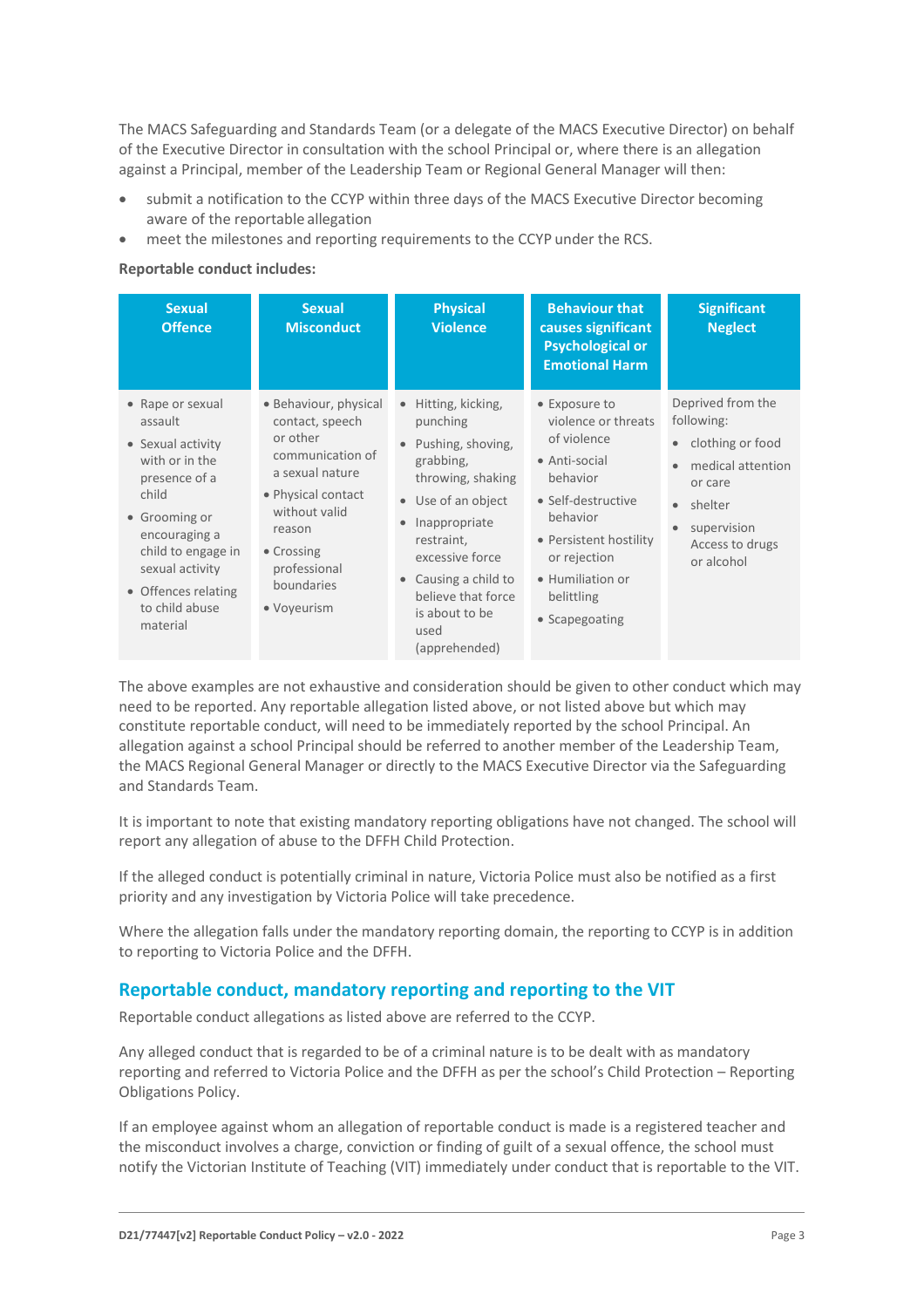The MACS Safeguarding and Standards Team (or a delegate of the MACS Executive Director) on behalf of the Executive Director in consultation with the school Principal or, where there is an allegation against a Principal, member of the Leadership Team or Regional General Manager will then:

- submit a notification to the CCYP within three days of the MACS Executive Director becoming aware of the reportable allegation
- meet the milestones and reporting requirements to the CCYP under the RCS.

**Reportable conduct includes:**

| Sexual Offence | Sexual Misconduct | Physical Violence | Behaviour that causes significant Psychological or Emotional Harm | Significant Neglect |
|---|---|---|---|---|
| • Rape or sexual assault<br>• Sexual activity with or in the presence of a child<br>• Grooming or encouraging a child to engage in sexual activity<br>• Offences relating to child abuse material | • Behaviour, physical contact, speech or other communication of a sexual nature<br>• Physical contact without valid reason<br>• Crossing professional boundaries<br>• Voyeurism | • Hitting, kicking, punching<br>• Pushing, shoving, grabbing, throwing, shaking<br>• Use of an object<br>• Inappropriate restraint, excessive force<br>• Causing a child to believe that force is about to be used (apprehended) | • Exposure to violence or threats of violence<br>• Anti-social behavior<br>• Self-destructive behavior<br>• Persistent hostility or rejection<br>• Humiliation or belittling<br>• Scapegoating | Deprived from the following:<br>• clothing or food<br>• medical attention or care<br>• shelter<br>• supervision Access to drugs or alcohol |

The above examples are not exhaustive and consideration should be given to other conduct which may need to be reported. Any reportable allegation listed above, or not listed above but which may constitute reportable conduct, will need to be immediately reported by the school Principal. An allegation against a school Principal should be referred to another member of the Leadership Team, the MACS Regional General Manager or directly to the MACS Executive Director via the Safeguarding and Standards Team.

It is important to note that existing mandatory reporting obligations have not changed. The school will report any allegation of abuse to the DFFH Child Protection.

If the alleged conduct is potentially criminal in nature, Victoria Police must also be notified as a first priority and any investigation by Victoria Police will take precedence.

Where the allegation falls under the mandatory reporting domain, the reporting to CCYP is in addition to reporting to Victoria Police and the DFFH.

## Reportable conduct, mandatory reporting and reporting to the VIT

Reportable conduct allegations as listed above are referred to the CCYP.

Any alleged conduct that is regarded to be of a criminal nature is to be dealt with as mandatory reporting and referred to Victoria Police and the DFFH as per the school's Child Protection – Reporting Obligations Policy.

If an employee against whom an allegation of reportable conduct is made is a registered teacher and the misconduct involves a charge, conviction or finding of guilt of a sexual offence, the school must notify the Victorian Institute of Teaching (VIT) immediately under conduct that is reportable to the VIT.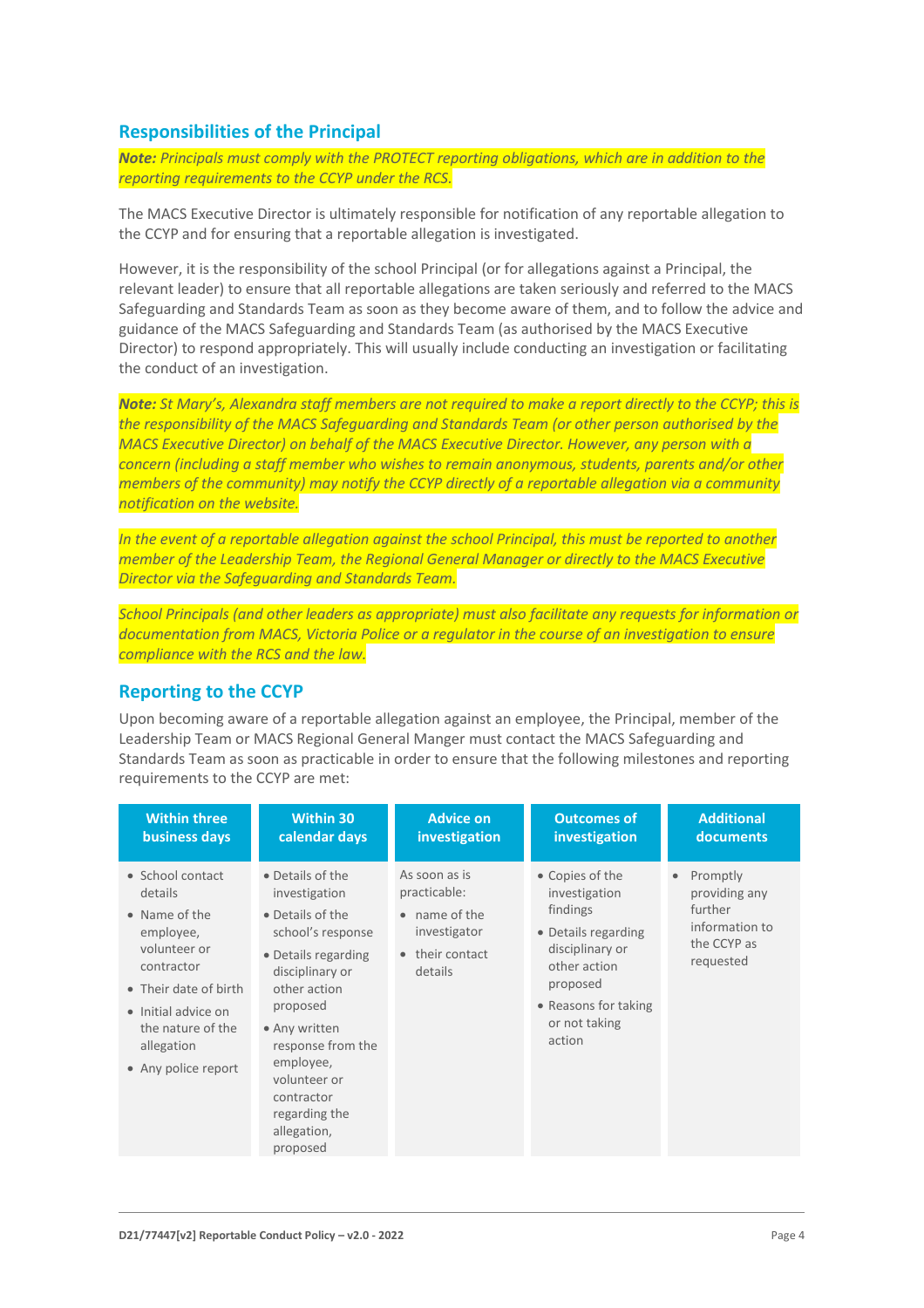## Responsibilities of the Principal

***Note:** Principals must comply with the PROTECT reporting obligations, which are in addition to the reporting requirements to the CCYP under the RCS.*

The MACS Executive Director is ultimately responsible for notification of any reportable allegation to the CCYP and for ensuring that a reportable allegation is investigated.

However, it is the responsibility of the school Principal (or for allegations against a Principal, the relevant leader) to ensure that all reportable allegations are taken seriously and referred to the MACS Safeguarding and Standards Team as soon as they become aware of them, and to follow the advice and guidance of the MACS Safeguarding and Standards Team (as authorised by the MACS Executive Director) to respond appropriately. This will usually include conducting an investigation or facilitating the conduct of an investigation.

***Note:** St Mary's, Alexandra staff members are not required to make a report directly to the CCYP; this is the responsibility of the MACS Safeguarding and Standards Team (or other person authorised by the MACS Executive Director) on behalf of the MACS Executive Director. However, any person with a concern (including a staff member who wishes to remain anonymous, students, parents and/or other members of the community) may notify the CCYP directly of a reportable allegation via a community notification on the website.*

*In the event of a reportable allegation against the school Principal, this must be reported to another member of the Leadership Team, the Regional General Manager or directly to the MACS Executive Director via the Safeguarding and Standards Team.*

*School Principals (and other leaders as appropriate) must also facilitate any requests for information or documentation from MACS, Victoria Police or a regulator in the course of an investigation to ensure compliance with the RCS and the law.*

## Reporting to the CCYP

Upon becoming aware of a reportable allegation against an employee, the Principal, member of the Leadership Team or MACS Regional General Manger must contact the MACS Safeguarding and Standards Team as soon as practicable in order to ensure that the following milestones and reporting requirements to the CCYP are met:

| Within three business days | Within 30 calendar days | Advice on investigation | Outcomes of investigation | Additional documents |
|---|---|---|---|---|
| • School contact details<br>• Name of the employee, volunteer or contractor<br>• Their date of birth<br>• Initial advice on the nature of the allegation<br>• Any police report | • Details of the investigation<br>• Details of the school's response<br>• Details regarding disciplinary or other action proposed<br>• Any written response from the employee, volunteer or contractor regarding the allegation, proposed | As soon as is practicable:<br>• name of the investigator<br>• their contact details | • Copies of the investigation findings<br>• Details regarding disciplinary or other action proposed<br>• Reasons for taking or not taking action | • Promptly providing any further information to the CCYP as requested |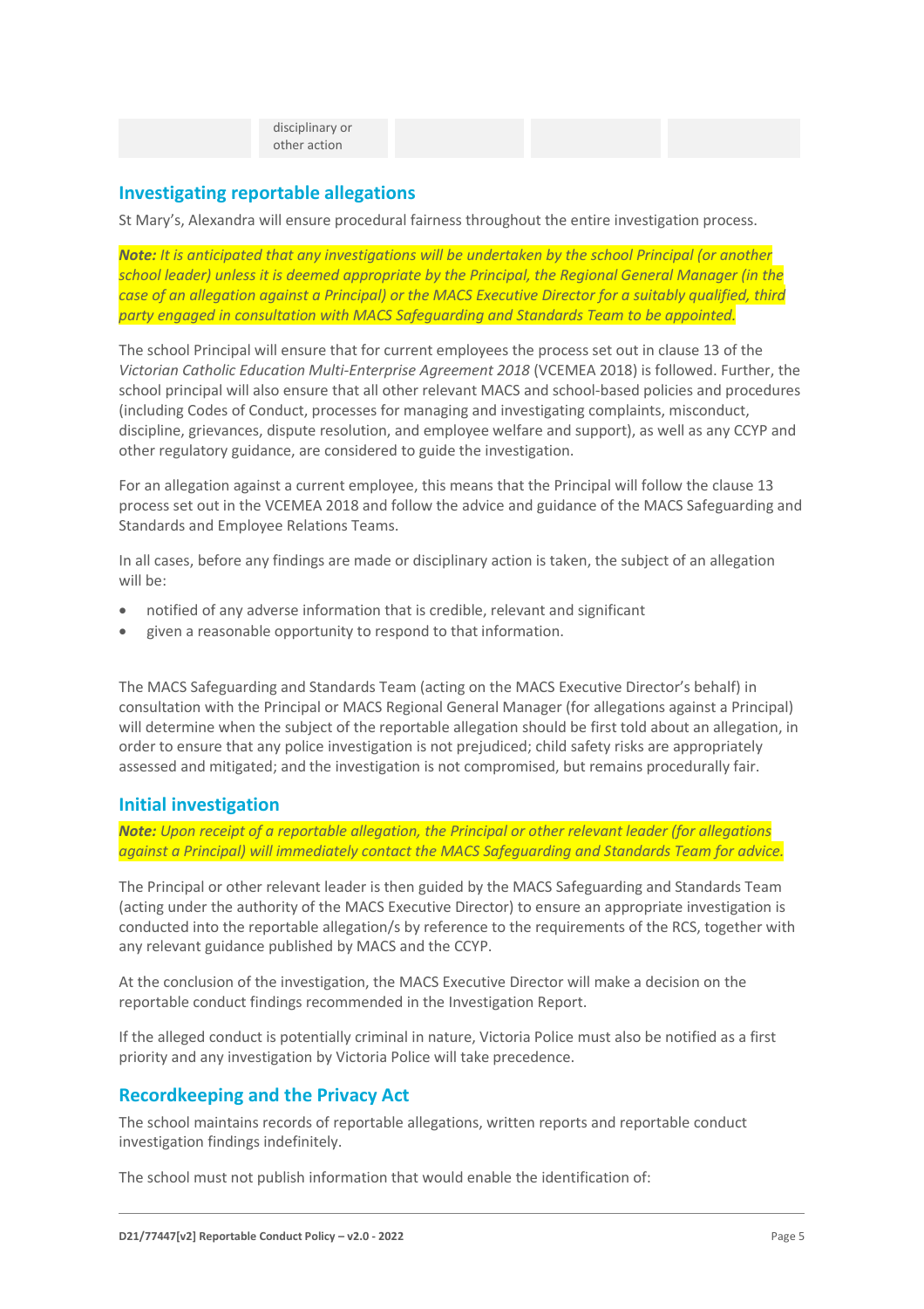| | disciplinary or other action | | | |
|---|---|---|---|---|

## Investigating reportable allegations

St Mary's, Alexandra will ensure procedural fairness throughout the entire investigation process.

***Note:** It is anticipated that any investigations will be undertaken by the school Principal (or another school leader) unless it is deemed appropriate by the Principal, the Regional General Manager (in the case of an allegation against a Principal) or the MACS Executive Director for a suitably qualified, third party engaged in consultation with MACS Safeguarding and Standards Team to be appointed.*

The school Principal will ensure that for current employees the process set out in clause 13 of the *Victorian Catholic Education Multi-Enterprise Agreement 2018* (VCEMEA 2018) is followed. Further, the school principal will also ensure that all other relevant MACS and school-based policies and procedures (including Codes of Conduct, processes for managing and investigating complaints, misconduct, discipline, grievances, dispute resolution, and employee welfare and support), as well as any CCYP and other regulatory guidance, are considered to guide the investigation.

For an allegation against a current employee, this means that the Principal will follow the clause 13 process set out in the VCEMEA 2018 and follow the advice and guidance of the MACS Safeguarding and Standards and Employee Relations Teams.

In all cases, before any findings are made or disciplinary action is taken, the subject of an allegation will be:

- notified of any adverse information that is credible, relevant and significant
- given a reasonable opportunity to respond to that information.

The MACS Safeguarding and Standards Team (acting on the MACS Executive Director's behalf) in consultation with the Principal or MACS Regional General Manager (for allegations against a Principal) will determine when the subject of the reportable allegation should be first told about an allegation, in order to ensure that any police investigation is not prejudiced; child safety risks are appropriately assessed and mitigated; and the investigation is not compromised, but remains procedurally fair.

## Initial investigation

***Note:** Upon receipt of a reportable allegation, the Principal or other relevant leader (for allegations against a Principal) will immediately contact the MACS Safeguarding and Standards Team for advice.*

The Principal or other relevant leader is then guided by the MACS Safeguarding and Standards Team (acting under the authority of the MACS Executive Director) to ensure an appropriate investigation is conducted into the reportable allegation/s by reference to the requirements of the RCS, together with any relevant guidance published by MACS and the CCYP.

At the conclusion of the investigation, the MACS Executive Director will make a decision on the reportable conduct findings recommended in the Investigation Report.

If the alleged conduct is potentially criminal in nature, Victoria Police must also be notified as a first priority and any investigation by Victoria Police will take precedence.

## Recordkeeping and the Privacy Act

The school maintains records of reportable allegations, written reports and reportable conduct investigation findings indefinitely.

The school must not publish information that would enable the identification of: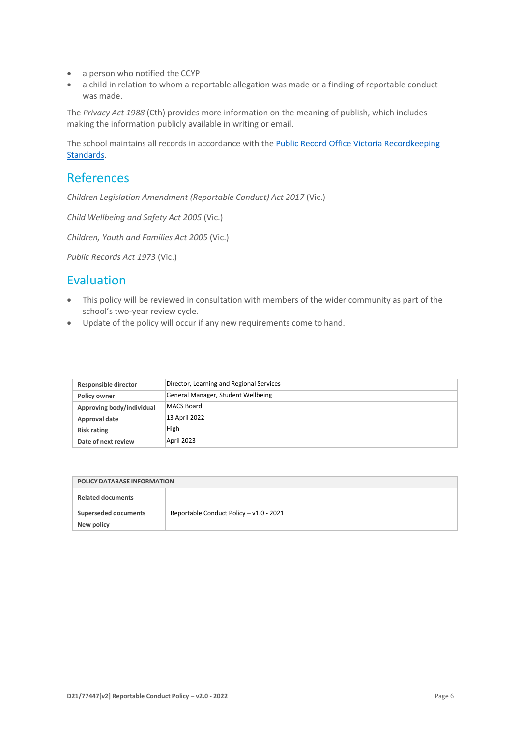- a person who notified the CCYP
- a child in relation to whom a reportable allegation was made or a finding of reportable conduct was made.

The *Privacy Act 1988* (Cth) provides more information on the meaning of publish, which includes making the information publicly available in writing or email.

The school maintains all records in accordance with the [Public Record Office Victoria Recordkeeping Standards](#).

## References

*Children Legislation Amendment (Reportable Conduct) Act 2017* (Vic.)

*Child Wellbeing and Safety Act 2005* (Vic.)

*Children, Youth and Families Act 2005* (Vic.)

*Public Records Act 1973* (Vic.)

## Evaluation

- This policy will be reviewed in consultation with members of the wider community as part of the school's two-year review cycle.
- Update of the policy will occur if any new requirements come to hand.

| | |
|---|---|
| **Responsible director** | Director, Learning and Regional Services |
| **Policy owner** | General Manager, Student Wellbeing |
| **Approving body/individual** | MACS Board |
| **Approval date** | 13 April 2022 |
| **Risk rating** | High |
| **Date of next review** | April 2023 |

| **POLICY DATABASE INFORMATION** | |
|---|---|
| **Related documents** | |
| **Superseded documents** | Reportable Conduct Policy – v1.0 - 2021 |
| **New policy** | |